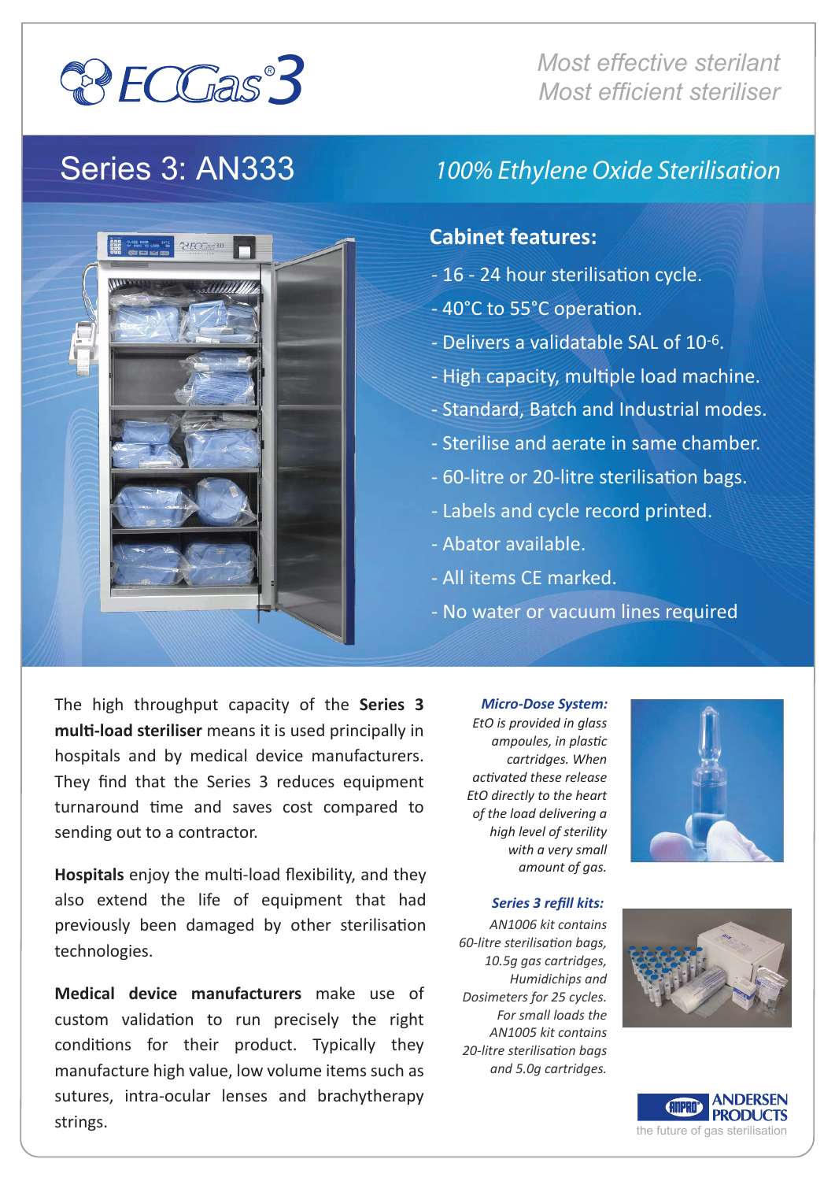# EOGas® 3

*Most effective sterilant*
*Most efficient steriliser*

## Series 3: AN333

*100% Ethylene Oxide Sterilisation*

### Cabinet features:

- 16 - 24 hour sterilisation cycle.
- 40°C to 55°C operation.
- Delivers a validatable SAL of $10^{-6}$.
- High capacity, multiple load machine.
- Standard, Batch and Industrial modes.
- Sterilise and aerate in same chamber.
- 60-litre or 20-litre sterilisation bags.
- Labels and cycle record printed.
- Abator available.
- All items CE marked.
- No water or vacuum lines required

The high throughput capacity of the **Series 3 multi-load steriliser** means it is used principally in hospitals and by medical device manufacturers. They find that the Series 3 reduces equipment turnaround time and saves cost compared to sending out to a contractor.

**Hospitals** enjoy the multi-load flexibility, and they also extend the life of equipment that had previously been damaged by other sterilisation technologies.

**Medical device manufacturers** make use of custom validation to run precisely the right conditions for their product. Typically they manufacture high value, low volume items such as sutures, intra-ocular lenses and brachytherapy strings.

***Micro-Dose System:***
*EtO is provided in glass ampoules, in plastic cartridges. When activated these release EtO directly to the heart of the load delivering a high level of sterility with a very small amount of gas.*

***Series 3 refill kits:***
*AN1006 kit contains 60-litre sterilisation bags, 10.5g gas cartridges, Humidichips and Dosimeters for 25 cycles. For small loads the AN1005 kit contains 20-litre sterilisation bags and 5.0g cartridges.*

ANPRO® ANDERSEN PRODUCTS
the future of gas sterilisation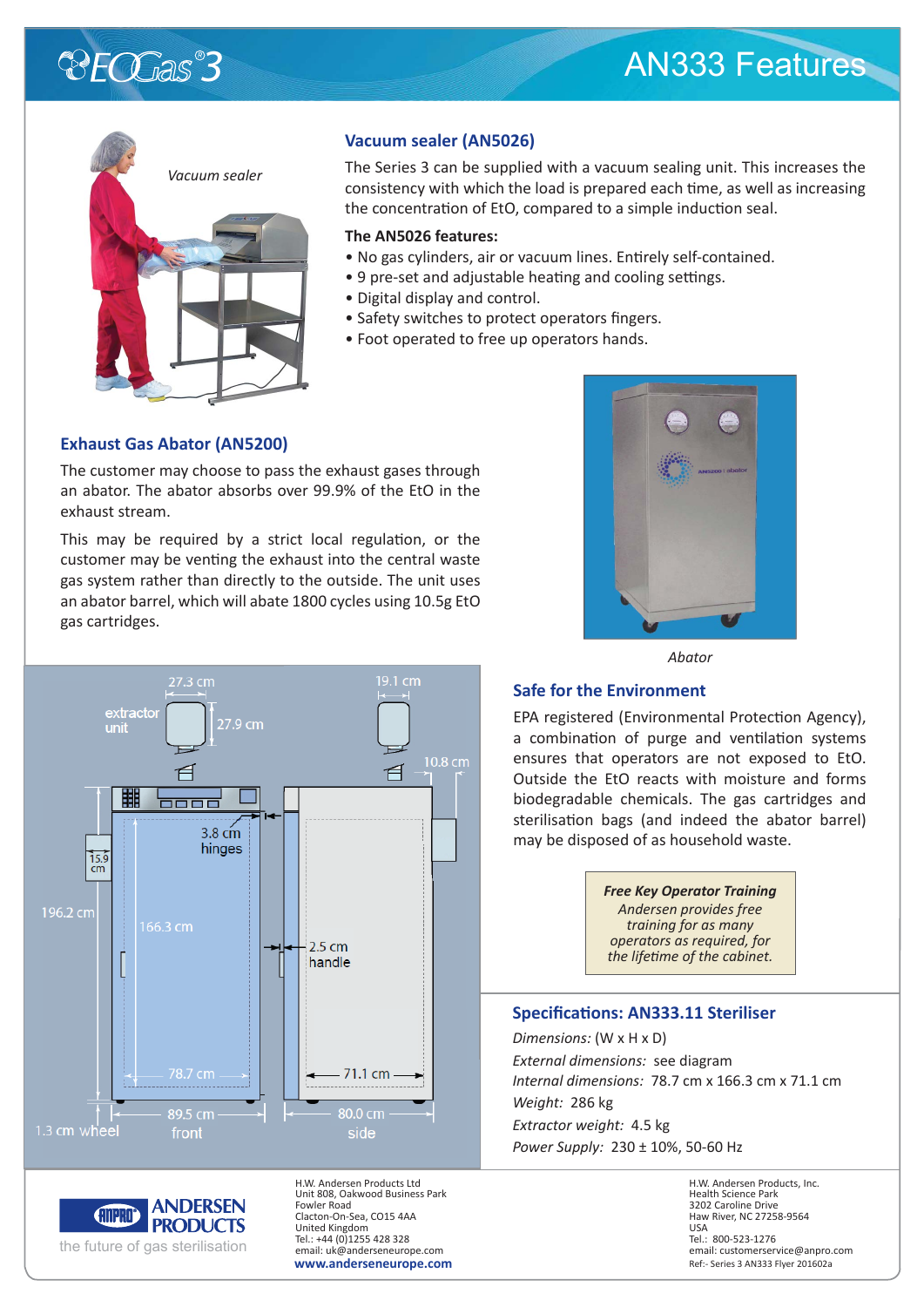# AN333 Features

Vacuum sealer

## Vacuum sealer (AN5026)

The Series 3 can be supplied with a vacuum sealing unit. This increases the consistency with which the load is prepared each time, as well as increasing the concentration of EtO, compared to a simple induction seal.

**The AN5026 features:**

- No gas cylinders, air or vacuum lines. Entirely self-contained.
- 9 pre-set and adjustable heating and cooling settings.
- Digital display and control.
- Safety switches to protect operators fingers.
- Foot operated to free up operators hands.

## Exhaust Gas Abator (AN5200)

The customer may choose to pass the exhaust gases through an abator. The abator absorbs over 99.9% of the EtO in the exhaust stream.

This may be required by a strict local regulation, or the customer may be venting the exhaust into the central waste gas system rather than directly to the outside. The unit uses an abator barrel, which will abate 1800 cycles using 10.5g EtO gas cartridges.

Abator

27.3 cm
19.1 cm
extractor unit
27.9 cm
10.8 cm
3.8 cm hinges
15.9 cm
196.2 cm
166.3 cm
2.5 cm handle
78.7 cm
71.1 cm
89.5 cm
front
80.0 cm
side
1.3 cm wheel

## Safe for the Environment

EPA registered (Environmental Protection Agency), a combination of purge and ventilation systems ensures that operators are not exposed to EtO. Outside the EtO reacts with moisture and forms biodegradable chemicals. The gas cartridges and sterilisation bags (and indeed the abator barrel) may be disposed of as household waste.

***Free Key Operator Training***
*Andersen provides free training for as many operators as required, for the lifetime of the cabinet.*

## Specifications: AN333.11 Steriliser

*Dimensions:* (W x H x D)
*External dimensions:* see diagram
*Internal dimensions:* 78.7 cm x 166.3 cm x 71.1 cm
*Weight:* 286 kg
*Extractor weight:* 4.5 kg
*Power Supply:* 230 ± 10%, 50-60 Hz

ANDERSEN PRODUCTS
the future of gas sterilisation

H.W. Andersen Products Ltd
Unit 808, Oakwood Business Park
Fowler Road
Clacton-On-Sea, CO15 4AA
United Kingdom
Tel.: +44 (0)1255 428 328
email: uk@anderseneurope.com
**www.anderseneurope.com**

H.W. Andersen Products, Inc.
Health Science Park
3202 Caroline Drive
Haw River, NC 27258-9564
USA
Tel.: 800-523-1276
email: customerservice@anpro.com
Ref:- Series 3 AN333 Flyer 201602a